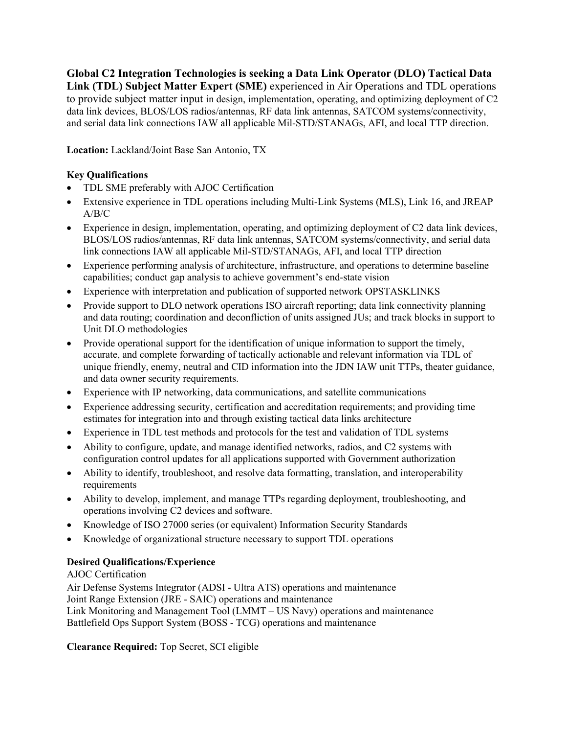**Global C2 Integration Technologies is seeking a Data Link Operator (DLO) Tactical Data Link (TDL) Subject Matter Expert (SME)** experienced in Air Operations and TDL operations to provide subject matter input in design, implementation, operating, and optimizing deployment of C2 data link devices, BLOS/LOS radios/antennas, RF data link antennas, SATCOM systems/connectivity, and serial data link connections IAW all applicable Mil-STD/STANAGs, AFI, and local TTP direction.

**Location:** Lackland/Joint Base San Antonio, TX

**Key Qualifications**

- TDL SME preferably with AJOC Certification
- Extensive experience in TDL operations including Multi-Link Systems (MLS), Link 16, and JREAP A/B/C
- Experience in design, implementation, operating, and optimizing deployment of C2 data link devices, BLOS/LOS radios/antennas, RF data link antennas, SATCOM systems/connectivity, and serial data link connections IAW all applicable Mil-STD/STANAGs, AFI, and local TTP direction
- Experience performing analysis of architecture, infrastructure, and operations to determine baseline capabilities; conduct gap analysis to achieve government's end-state vision
- Experience with interpretation and publication of supported network OPSTASKLINKS
- Provide support to DLO network operations ISO aircraft reporting; data link connectivity planning and data routing; coordination and deconfliction of units assigned JUs; and track blocks in support to Unit DLO methodologies
- Provide operational support for the identification of unique information to support the timely, accurate, and complete forwarding of tactically actionable and relevant information via TDL of unique friendly, enemy, neutral and CID information into the JDN IAW unit TTPs, theater guidance, and data owner security requirements.
- Experience with IP networking, data communications, and satellite communications
- Experience addressing security, certification and accreditation requirements; and providing time estimates for integration into and through existing tactical data links architecture
- Experience in TDL test methods and protocols for the test and validation of TDL systems
- Ability to configure, update, and manage identified networks, radios, and C2 systems with configuration control updates for all applications supported with Government authorization
- Ability to identify, troubleshoot, and resolve data formatting, translation, and interoperability requirements
- Ability to develop, implement, and manage TTPs regarding deployment, troubleshooting, and operations involving C2 devices and software.
- Knowledge of ISO 27000 series (or equivalent) Information Security Standards
- Knowledge of organizational structure necessary to support TDL operations

**Desired Qualifications/Experience**

AJOC Certification
Air Defense Systems Integrator (ADSI - Ultra ATS) operations and maintenance
Joint Range Extension (JRE - SAIC) operations and maintenance
Link Monitoring and Management Tool (LMMT – US Navy) operations and maintenance
Battlefield Ops Support System (BOSS - TCG) operations and maintenance

**Clearance Required:** Top Secret, SCI eligible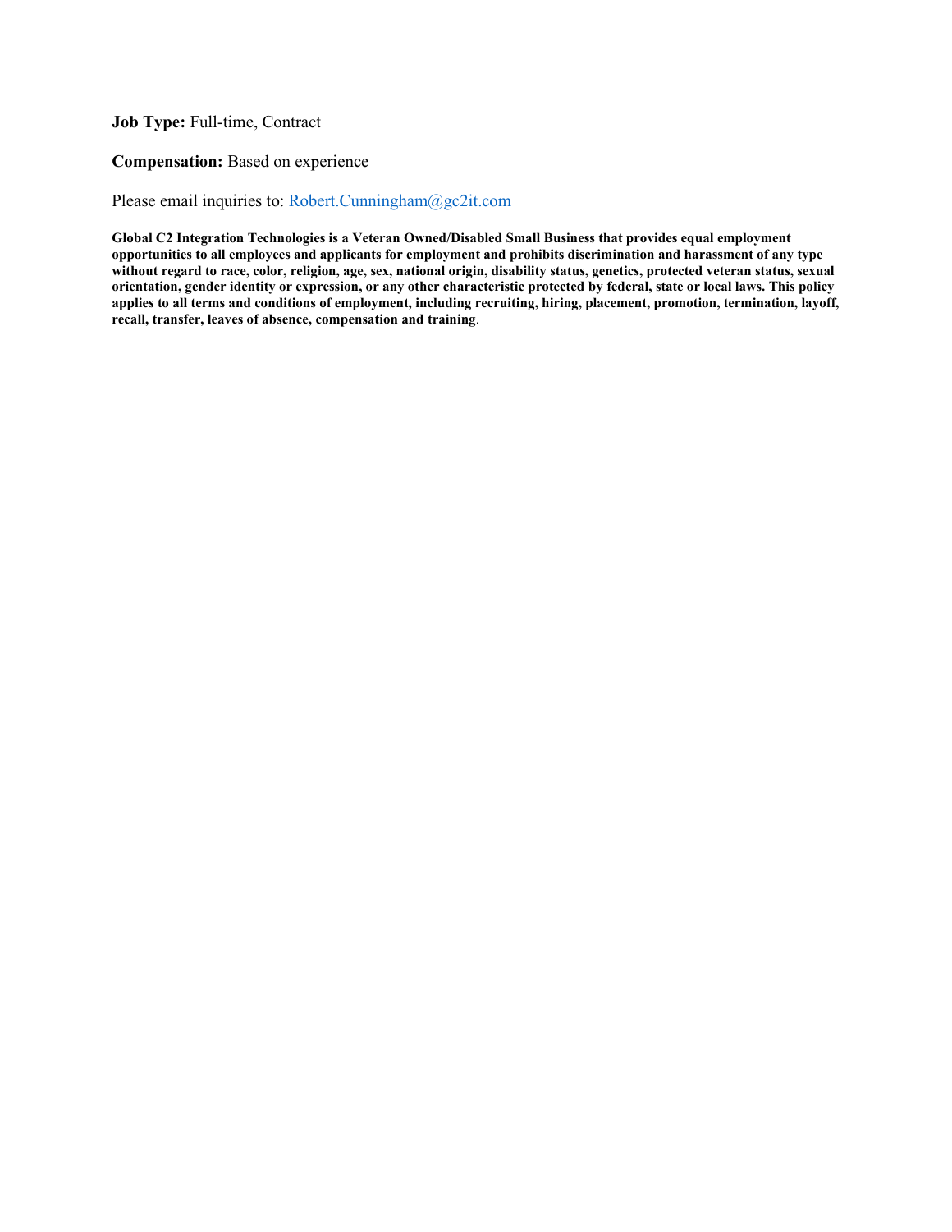**Job Type:** Full-time, Contract

**Compensation:** Based on experience

Please email inquiries to: Robert.Cunningham@gc2it.com

**Global C2 Integration Technologies is a Veteran Owned/Disabled Small Business that provides equal employment opportunities to all employees and applicants for employment and prohibits discrimination and harassment of any type without regard to race, color, religion, age, sex, national origin, disability status, genetics, protected veteran status, sexual orientation, gender identity or expression, or any other characteristic protected by federal, state or local laws. This policy applies to all terms and conditions of employment, including recruiting, hiring, placement, promotion, termination, layoff, recall, transfer, leaves of absence, compensation and training**.